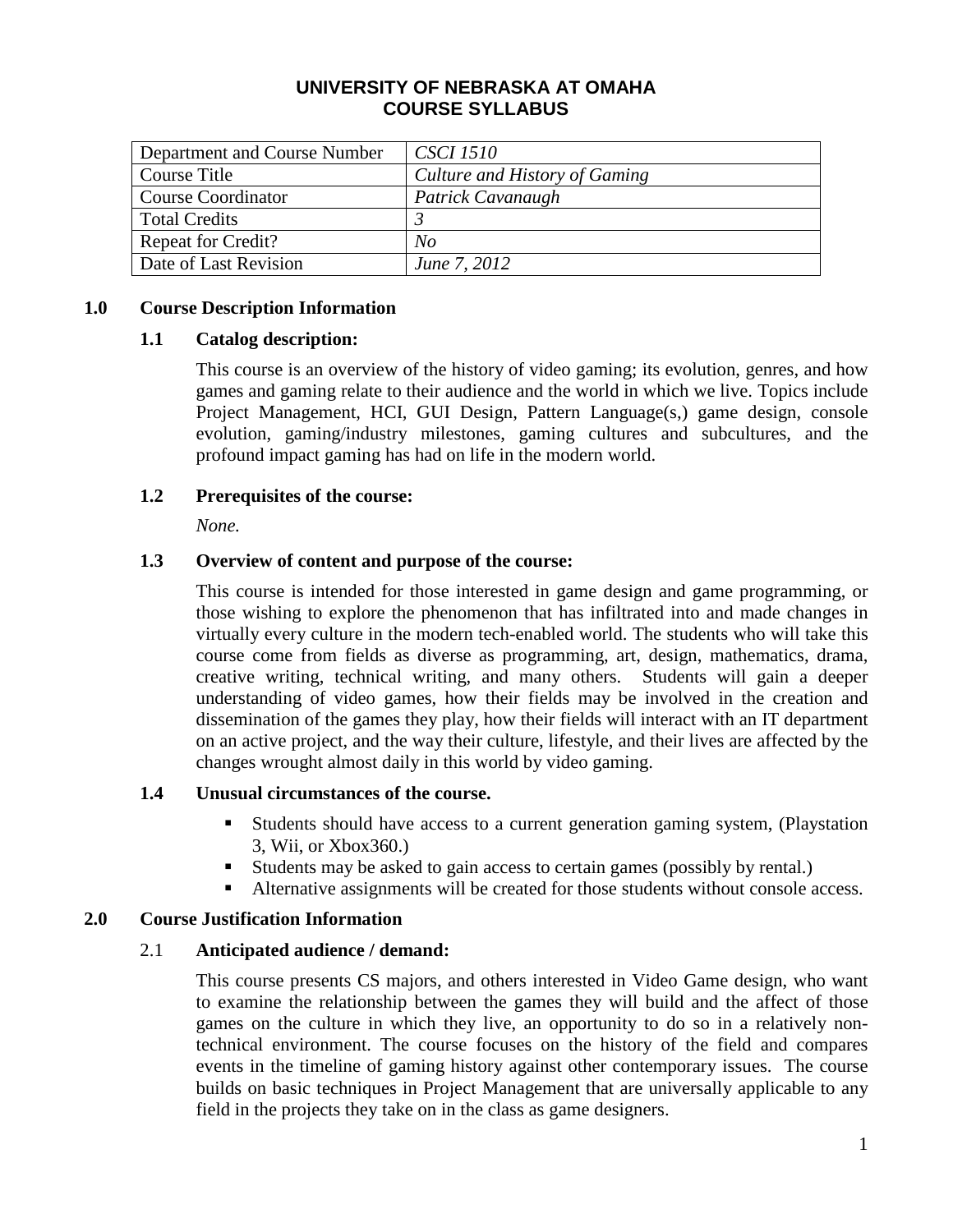# UNIVERSITY OF NEBRASKA AT OMAHA
# COURSE SYLLABUS

| Department and Course Number | *CSCI 1510* |
|---|---|
| Course Title | *Culture and History of Gaming* |
| Course Coordinator | *Patrick Cavanaugh* |
| Total Credits | *3* |
| Repeat for Credit? | *No* |
| Date of Last Revision | *June 7, 2012* |

## 1.0 Course Description Information

### 1.1 Catalog description:

This course is an overview of the history of video gaming; its evolution, genres, and how games and gaming relate to their audience and the world in which we live. Topics include Project Management, HCI, GUI Design, Pattern Language(s,) game design, console evolution, gaming/industry milestones, gaming cultures and subcultures, and the profound impact gaming has had on life in the modern world.

### 1.2 Prerequisites of the course:

*None.*

### 1.3 Overview of content and purpose of the course:

This course is intended for those interested in game design and game programming, or those wishing to explore the phenomenon that has infiltrated into and made changes in virtually every culture in the modern tech-enabled world. The students who will take this course come from fields as diverse as programming, art, design, mathematics, drama, creative writing, technical writing, and many others. Students will gain a deeper understanding of video games, how their fields may be involved in the creation and dissemination of the games they play, how their fields will interact with an IT department on an active project, and the way their culture, lifestyle, and their lives are affected by the changes wrought almost daily in this world by video gaming.

### 1.4 Unusual circumstances of the course.

- Students should have access to a current generation gaming system, (Playstation 3, Wii, or Xbox360.)
- Students may be asked to gain access to certain games (possibly by rental.)
- Alternative assignments will be created for those students without console access.

## 2.0 Course Justification Information

### 2.1 Anticipated audience / demand:

This course presents CS majors, and others interested in Video Game design, who want to examine the relationship between the games they will build and the affect of those games on the culture in which they live, an opportunity to do so in a relatively non-technical environment. The course focuses on the history of the field and compares events in the timeline of gaming history against other contemporary issues. The course builds on basic techniques in Project Management that are universally applicable to any field in the projects they take on in the class as game designers.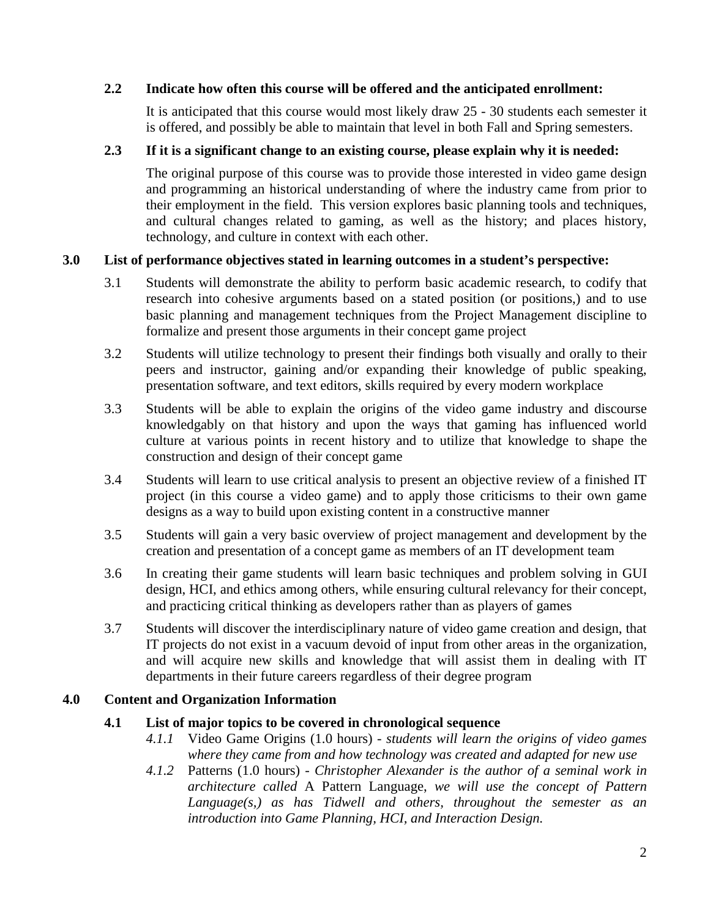**2.2 Indicate how often this course will be offered and the anticipated enrollment:**

It is anticipated that this course would most likely draw 25 - 30 students each semester it is offered, and possibly be able to maintain that level in both Fall and Spring semesters.

**2.3 If it is a significant change to an existing course, please explain why it is needed:**

The original purpose of this course was to provide those interested in video game design and programming an historical understanding of where the industry came from prior to their employment in the field. This version explores basic planning tools and techniques, and cultural changes related to gaming, as well as the history; and places history, technology, and culture in context with each other.

## 3.0 List of performance objectives stated in learning outcomes in a student's perspective:

3.1 Students will demonstrate the ability to perform basic academic research, to codify that research into cohesive arguments based on a stated position (or positions,) and to use basic planning and management techniques from the Project Management discipline to formalize and present those arguments in their concept game project

3.2 Students will utilize technology to present their findings both visually and orally to their peers and instructor, gaining and/or expanding their knowledge of public speaking, presentation software, and text editors, skills required by every modern workplace

3.3 Students will be able to explain the origins of the video game industry and discourse knowledgably on that history and upon the ways that gaming has influenced world culture at various points in recent history and to utilize that knowledge to shape the construction and design of their concept game

3.4 Students will learn to use critical analysis to present an objective review of a finished IT project (in this course a video game) and to apply those criticisms to their own game designs as a way to build upon existing content in a constructive manner

3.5 Students will gain a very basic overview of project management and development by the creation and presentation of a concept game as members of an IT development team

3.6 In creating their game students will learn basic techniques and problem solving in GUI design, HCI, and ethics among others, while ensuring cultural relevancy for their concept, and practicing critical thinking as developers rather than as players of games

3.7 Students will discover the interdisciplinary nature of video game creation and design, that IT projects do not exist in a vacuum devoid of input from other areas in the organization, and will acquire new skills and knowledge that will assist them in dealing with IT departments in their future careers regardless of their degree program

## 4.0 Content and Organization Information

**4.1 List of major topics to be covered in chronological sequence**

*4.1.1* Video Game Origins (1.0 hours) - *students will learn the origins of video games where they came from and how technology was created and adapted for new use*

*4.1.2* Patterns (1.0 hours) - *Christopher Alexander is the author of a seminal work in architecture called* A Pattern Language, *we will use the concept of Pattern Language(s,) as has Tidwell and others, throughout the semester as an introduction into Game Planning, HCI, and Interaction Design.*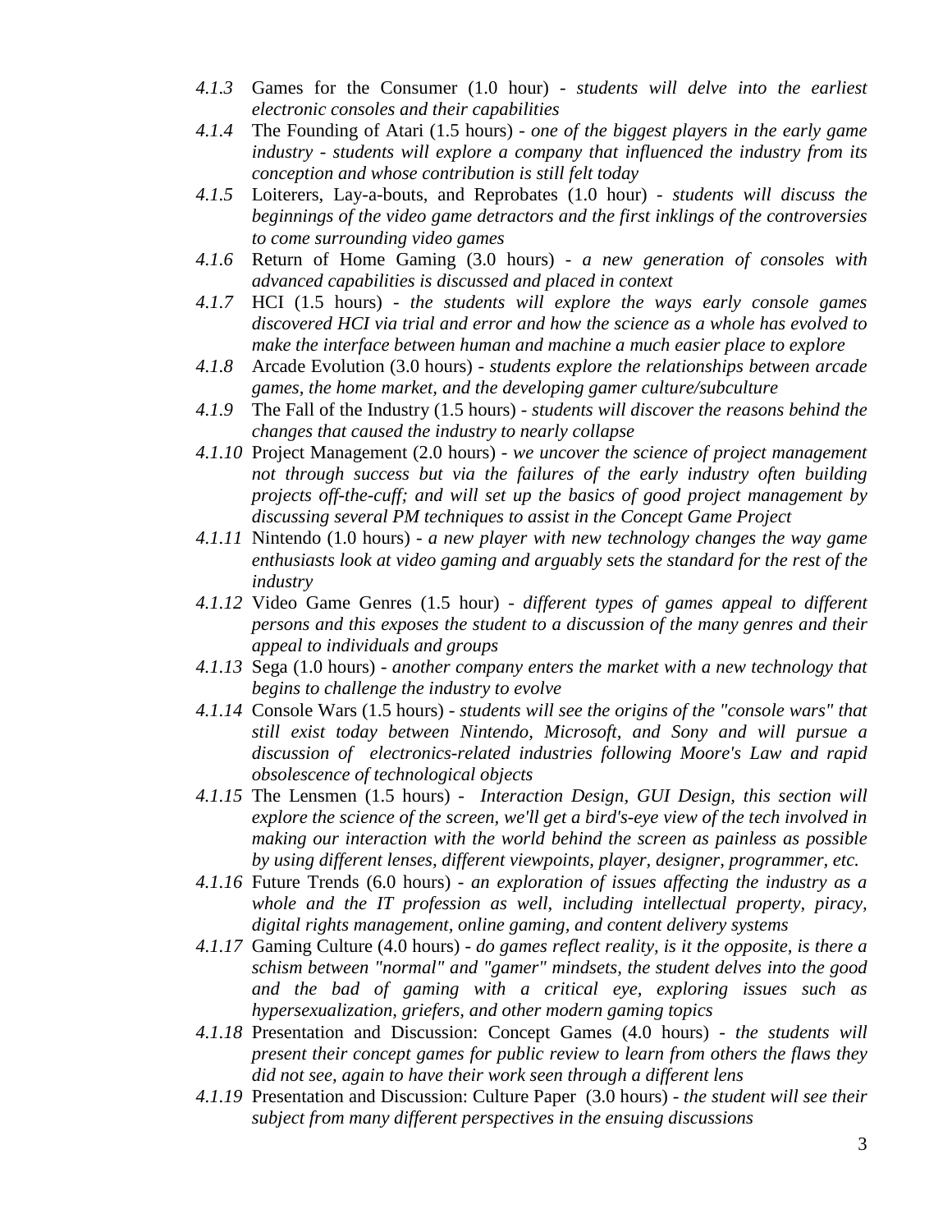- *4.1.3* Games for the Consumer (1.0 hour) - *students will delve into the earliest electronic consoles and their capabilities*
- *4.1.4* The Founding of Atari (1.5 hours) - *one of the biggest players in the early game industry - students will explore a company that influenced the industry from its conception and whose contribution is still felt today*
- *4.1.5* Loiterers, Lay-a-bouts, and Reprobates (1.0 hour) - *students will discuss the beginnings of the video game detractors and the first inklings of the controversies to come surrounding video games*
- *4.1.6* Return of Home Gaming (3.0 hours) - *a new generation of consoles with advanced capabilities is discussed and placed in context*
- *4.1.7* HCI (1.5 hours) - *the students will explore the ways early console games discovered HCI via trial and error and how the science as a whole has evolved to make the interface between human and machine a much easier place to explore*
- *4.1.8* Arcade Evolution (3.0 hours) - *students explore the relationships between arcade games, the home market, and the developing gamer culture/subculture*
- *4.1.9* The Fall of the Industry (1.5 hours) - *students will discover the reasons behind the changes that caused the industry to nearly collapse*
- *4.1.10* Project Management (2.0 hours) - *we uncover the science of project management not through success but via the failures of the early industry often building projects off-the-cuff; and will set up the basics of good project management by discussing several PM techniques to assist in the Concept Game Project*
- *4.1.11* Nintendo (1.0 hours) - *a new player with new technology changes the way game enthusiasts look at video gaming and arguably sets the standard for the rest of the industry*
- *4.1.12* Video Game Genres (1.5 hour) - *different types of games appeal to different persons and this exposes the student to a discussion of the many genres and their appeal to individuals and groups*
- *4.1.13* Sega (1.0 hours) - *another company enters the market with a new technology that begins to challenge the industry to evolve*
- *4.1.14* Console Wars (1.5 hours) - *students will see the origins of the "console wars" that still exist today between Nintendo, Microsoft, and Sony and will pursue a discussion of electronics-related industries following Moore's Law and rapid obsolescence of technological objects*
- *4.1.15* The Lensmen (1.5 hours) - *Interaction Design, GUI Design, this section will explore the science of the screen, we'll get a bird's-eye view of the tech involved in making our interaction with the world behind the screen as painless as possible by using different lenses, different viewpoints, player, designer, programmer, etc.*
- *4.1.16* Future Trends (6.0 hours) - *an exploration of issues affecting the industry as a whole and the IT profession as well, including intellectual property, piracy, digital rights management, online gaming, and content delivery systems*
- *4.1.17* Gaming Culture (4.0 hours) - *do games reflect reality, is it the opposite, is there a schism between "normal" and "gamer" mindsets, the student delves into the good and the bad of gaming with a critical eye, exploring issues such as hypersexualization, griefers, and other modern gaming topics*
- *4.1.18* Presentation and Discussion: Concept Games (4.0 hours) - *the students will present their concept games for public review to learn from others the flaws they did not see, again to have their work seen through a different lens*
- *4.1.19* Presentation and Discussion: Culture Paper (3.0 hours) - *the student will see their subject from many different perspectives in the ensuing discussions*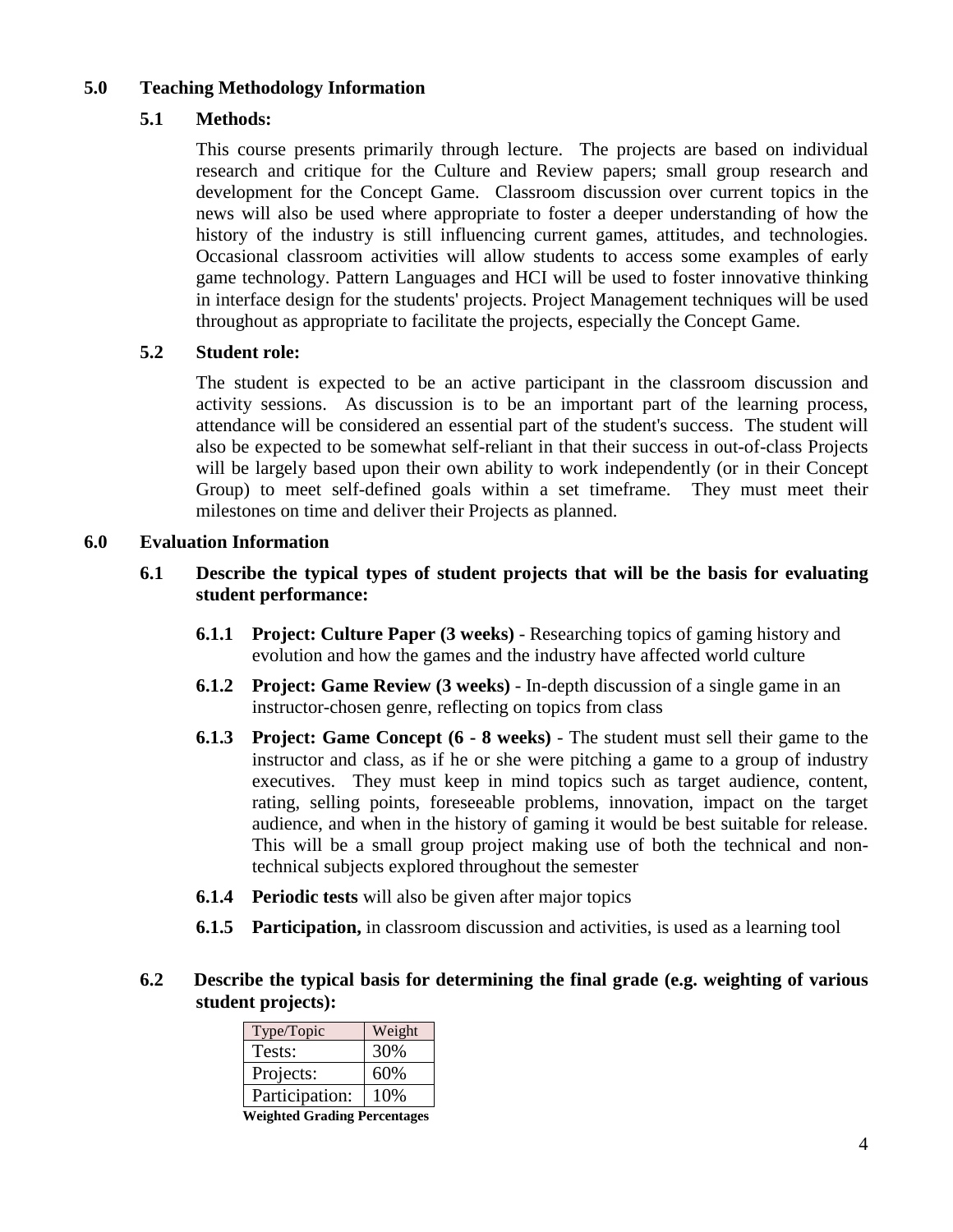## 5.0 Teaching Methodology Information

### 5.1 Methods:

This course presents primarily through lecture. The projects are based on individual research and critique for the Culture and Review papers; small group research and development for the Concept Game. Classroom discussion over current topics in the news will also be used where appropriate to foster a deeper understanding of how the history of the industry is still influencing current games, attitudes, and technologies. Occasional classroom activities will allow students to access some examples of early game technology. Pattern Languages and HCI will be used to foster innovative thinking in interface design for the students' projects. Project Management techniques will be used throughout as appropriate to facilitate the projects, especially the Concept Game.

### 5.2 Student role:

The student is expected to be an active participant in the classroom discussion and activity sessions. As discussion is to be an important part of the learning process, attendance will be considered an essential part of the student's success. The student will also be expected to be somewhat self-reliant in that their success in out-of-class Projects will be largely based upon their own ability to work independently (or in their Concept Group) to meet self-defined goals within a set timeframe. They must meet their milestones on time and deliver their Projects as planned.

## 6.0 Evaluation Information

### 6.1 Describe the typical types of student projects that will be the basis for evaluating student performance:

**6.1.1 Project: Culture Paper (3 weeks)** - Researching topics of gaming history and evolution and how the games and the industry have affected world culture

**6.1.2 Project: Game Review (3 weeks)** - In-depth discussion of a single game in an instructor-chosen genre, reflecting on topics from class

**6.1.3 Project: Game Concept (6 - 8 weeks)** - The student must sell their game to the instructor and class, as if he or she were pitching a game to a group of industry executives. They must keep in mind topics such as target audience, content, rating, selling points, foreseeable problems, innovation, impact on the target audience, and when in the history of gaming it would be best suitable for release. This will be a small group project making use of both the technical and non-technical subjects explored throughout the semester

**6.1.4 Periodic tests** will also be given after major topics

**6.1.5 Participation,** in classroom discussion and activities, is used as a learning tool

### 6.2 Describe the typical basis for determining the final grade (e.g. weighting of various student projects):

| Type/Topic | Weight |
|---|---|
| Tests: | 30% |
| Projects: | 60% |
| Participation: | 10% |

**Weighted Grading Percentages**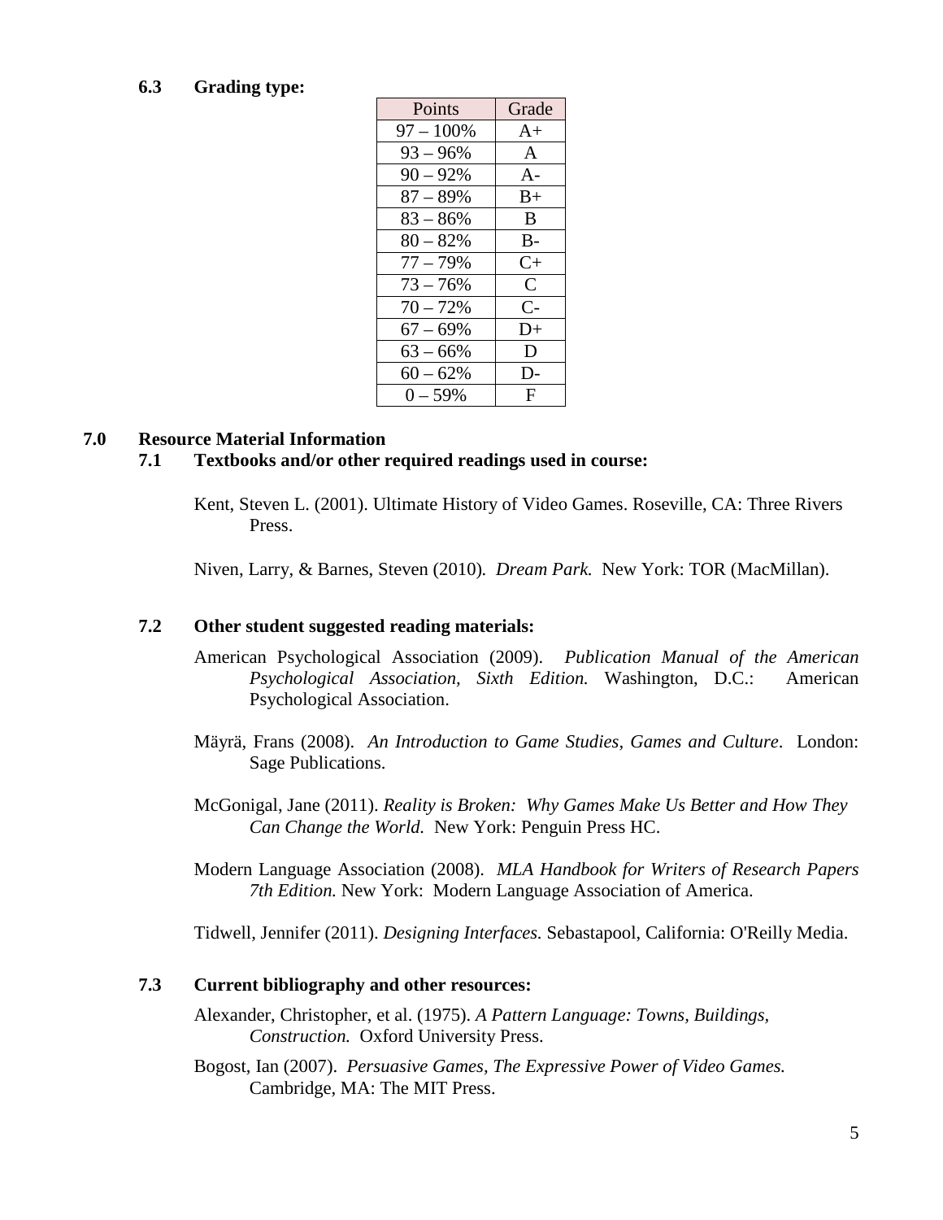### 6.3 Grading type:

| Points | Grade |
|---|---|
| 97 – 100% | A+ |
| 93 – 96% | A |
| 90 – 92% | A- |
| 87 – 89% | B+ |
| 83 – 86% | B |
| 80 – 82% | B- |
| 77 – 79% | C+ |
| 73 – 76% | C |
| 70 – 72% | C- |
| 67 – 69% | D+ |
| 63 – 66% | D |
| 60 – 62% | D- |
| 0 – 59% | F |

## 7.0 Resource Material Information

### 7.1 Textbooks and/or other required readings used in course:

Kent, Steven L. (2001). Ultimate History of Video Games. Roseville, CA: Three Rivers Press.

Niven, Larry, & Barnes, Steven (2010). *Dream Park.* New York: TOR (MacMillan).

### 7.2 Other student suggested reading materials:

American Psychological Association (2009). *Publication Manual of the American Psychological Association, Sixth Edition.* Washington, D.C.: American Psychological Association.

Mäyrä, Frans (2008). *An Introduction to Game Studies, Games and Culture*. London: Sage Publications.

McGonigal, Jane (2011). *Reality is Broken: Why Games Make Us Better and How They Can Change the World.* New York: Penguin Press HC.

Modern Language Association (2008). *MLA Handbook for Writers of Research Papers 7th Edition.* New York: Modern Language Association of America.

Tidwell, Jennifer (2011). *Designing Interfaces.* Sebastapool, California: O'Reilly Media.

### 7.3 Current bibliography and other resources:

Alexander, Christopher, et al. (1975). *A Pattern Language: Towns, Buildings, Construction.* Oxford University Press.

Bogost, Ian (2007). *Persuasive Games, The Expressive Power of Video Games.* Cambridge, MA: The MIT Press.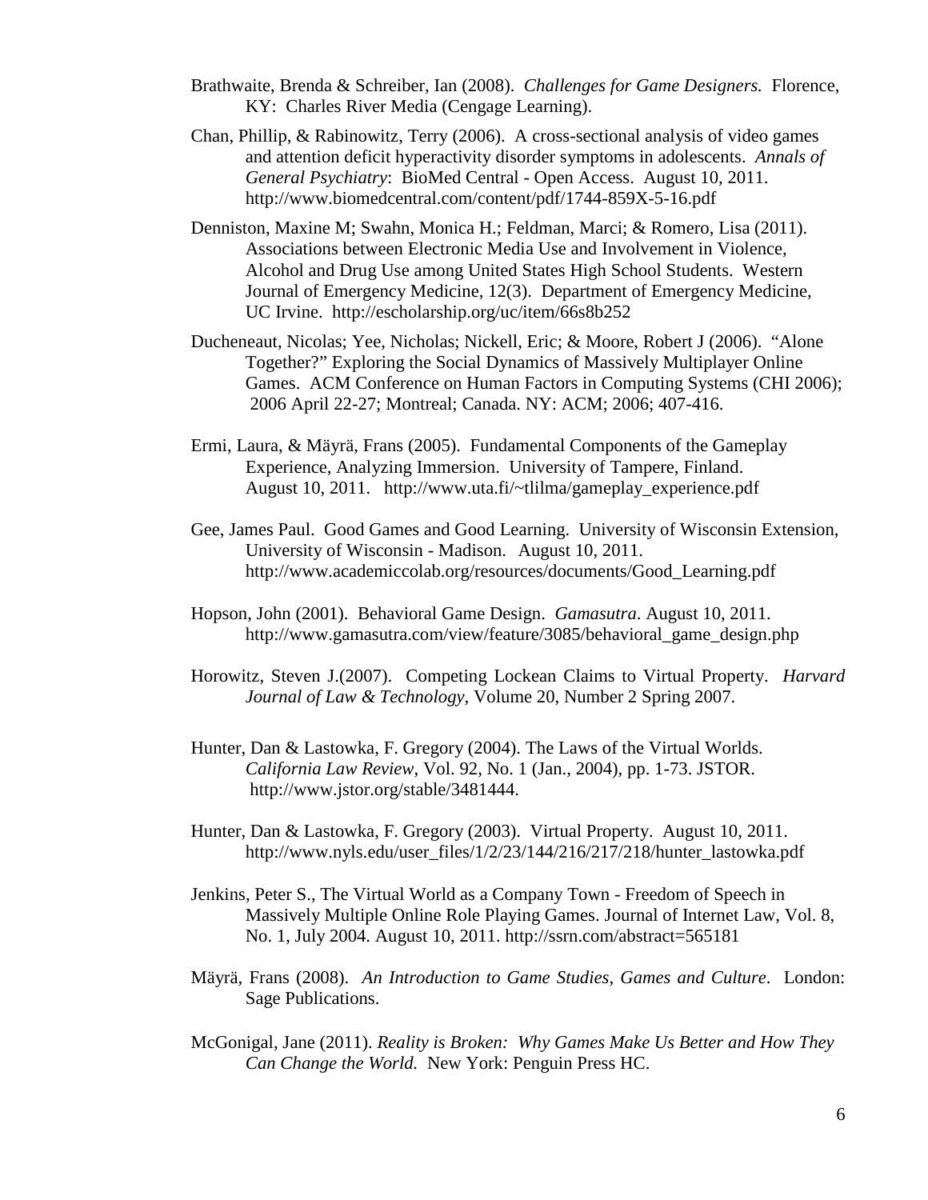Brathwaite, Brenda & Schreiber, Ian (2008). *Challenges for Game Designers.* Florence, KY: Charles River Media (Cengage Learning).

Chan, Phillip, & Rabinowitz, Terry (2006). A cross-sectional analysis of video games and attention deficit hyperactivity disorder symptoms in adolescents. *Annals of General Psychiatry*: BioMed Central - Open Access. August 10, 2011. http://www.biomedcentral.com/content/pdf/1744-859X-5-16.pdf

Denniston, Maxine M; Swahn, Monica H.; Feldman, Marci; & Romero, Lisa (2011). Associations between Electronic Media Use and Involvement in Violence, Alcohol and Drug Use among United States High School Students. Western Journal of Emergency Medicine, 12(3). Department of Emergency Medicine, UC Irvine. http://escholarship.org/uc/item/66s8b252

Ducheneaut, Nicolas; Yee, Nicholas; Nickell, Eric; & Moore, Robert J (2006). "Alone Together?" Exploring the Social Dynamics of Massively Multiplayer Online Games. ACM Conference on Human Factors in Computing Systems (CHI 2006); 2006 April 22-27; Montreal; Canada. NY: ACM; 2006; 407-416.

Ermi, Laura, & Mäyrä, Frans (2005). Fundamental Components of the Gameplay Experience, Analyzing Immersion. University of Tampere, Finland. August 10, 2011. http://www.uta.fi/~tlilma/gameplay_experience.pdf

Gee, James Paul. Good Games and Good Learning. University of Wisconsin Extension, University of Wisconsin - Madison. August 10, 2011. http://www.academiccolab.org/resources/documents/Good_Learning.pdf

Hopson, John (2001). Behavioral Game Design. *Gamasutra*. August 10, 2011. http://www.gamasutra.com/view/feature/3085/behavioral_game_design.php

Horowitz, Steven J.(2007). Competing Lockean Claims to Virtual Property. *Harvard Journal of Law & Technology*, Volume 20, Number 2 Spring 2007.

Hunter, Dan & Lastowka, F. Gregory (2004). The Laws of the Virtual Worlds. *California Law Review*, Vol. 92, No. 1 (Jan., 2004), pp. 1-73. JSTOR. http://www.jstor.org/stable/3481444.

Hunter, Dan & Lastowka, F. Gregory (2003). Virtual Property. August 10, 2011. http://www.nyls.edu/user_files/1/2/23/144/216/217/218/hunter_lastowka.pdf

Jenkins, Peter S., The Virtual World as a Company Town - Freedom of Speech in Massively Multiple Online Role Playing Games. Journal of Internet Law, Vol. 8, No. 1, July 2004. August 10, 2011. http://ssrn.com/abstract=565181

Mäyrä, Frans (2008). *An Introduction to Game Studies, Games and Culture*. London: Sage Publications.

McGonigal, Jane (2011). *Reality is Broken: Why Games Make Us Better and How They Can Change the World.* New York: Penguin Press HC.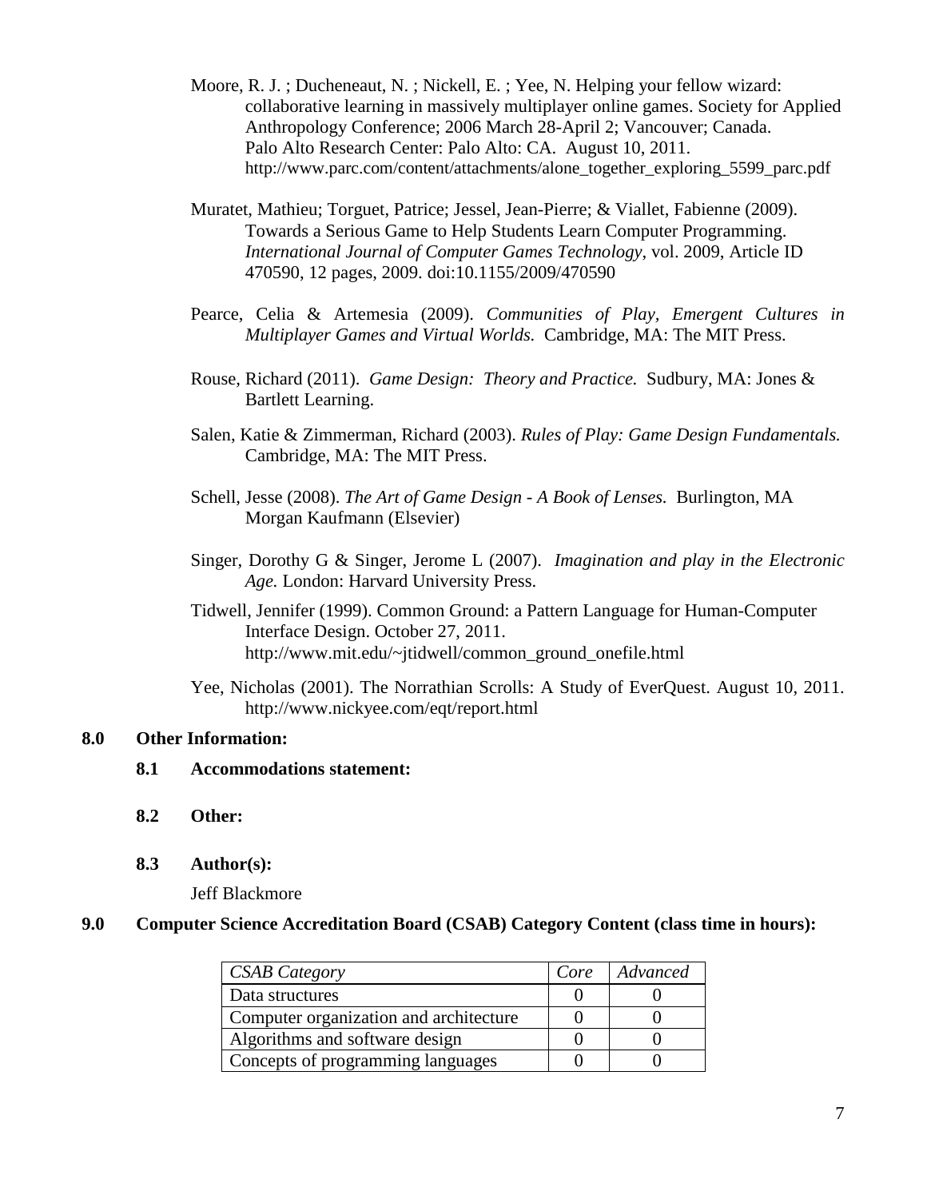Moore, R. J. ; Ducheneaut, N. ; Nickell, E. ; Yee, N. Helping your fellow wizard: collaborative learning in massively multiplayer online games. Society for Applied Anthropology Conference; 2006 March 28-April 2; Vancouver; Canada. Palo Alto Research Center: Palo Alto: CA. August 10, 2011. http://www.parc.com/content/attachments/alone_together_exploring_5599_parc.pdf

Muratet, Mathieu; Torguet, Patrice; Jessel, Jean-Pierre; & Viallet, Fabienne (2009). Towards a Serious Game to Help Students Learn Computer Programming. *International Journal of Computer Games Technology*, vol. 2009, Article ID 470590, 12 pages, 2009. doi:10.1155/2009/470590

Pearce, Celia & Artemesia (2009). *Communities of Play, Emergent Cultures in Multiplayer Games and Virtual Worlds.* Cambridge, MA: The MIT Press.

Rouse, Richard (2011). *Game Design: Theory and Practice.* Sudbury, MA: Jones & Bartlett Learning.

Salen, Katie & Zimmerman, Richard (2003). *Rules of Play: Game Design Fundamentals.* Cambridge, MA: The MIT Press.

Schell, Jesse (2008). *The Art of Game Design - A Book of Lenses.* Burlington, MA Morgan Kaufmann (Elsevier)

Singer, Dorothy G & Singer, Jerome L (2007). *Imagination and play in the Electronic Age.* London: Harvard University Press.

Tidwell, Jennifer (1999). Common Ground: a Pattern Language for Human-Computer Interface Design. October 27, 2011. http://www.mit.edu/~jtidwell/common_ground_onefile.html

Yee, Nicholas (2001). The Norrathian Scrolls: A Study of EverQuest. August 10, 2011. http://www.nickyee.com/eqt/report.html

## 8.0 Other Information:

### 8.1 Accommodations statement:

### 8.2 Other:

### 8.3 Author(s):

Jeff Blackmore

## 9.0 Computer Science Accreditation Board (CSAB) Category Content (class time in hours):

| *CSAB Category* | *Core* | *Advanced* |
|---|---|---|
| Data structures | 0 | 0 |
| Computer organization and architecture | 0 | 0 |
| Algorithms and software design | 0 | 0 |
| Concepts of programming languages | 0 | 0 |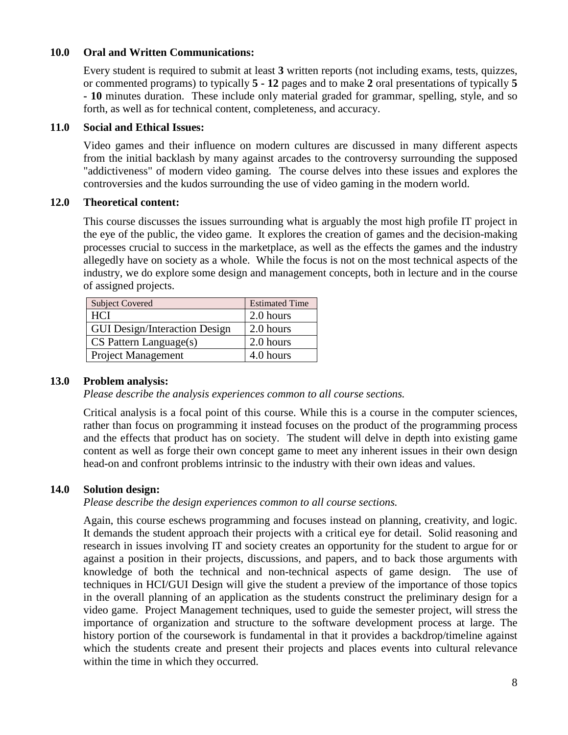## 10.0 Oral and Written Communications:

Every student is required to submit at least **3** written reports (not including exams, tests, quizzes, or commented programs) to typically **5 - 12** pages and to make **2** oral presentations of typically **5 - 10** minutes duration. These include only material graded for grammar, spelling, style, and so forth, as well as for technical content, completeness, and accuracy.

## 11.0 Social and Ethical Issues:

Video games and their influence on modern cultures are discussed in many different aspects from the initial backlash by many against arcades to the controversy surrounding the supposed "addictiveness" of modern video gaming. The course delves into these issues and explores the controversies and the kudos surrounding the use of video gaming in the modern world.

## 12.0 Theoretical content:

This course discusses the issues surrounding what is arguably the most high profile IT project in the eye of the public, the video game. It explores the creation of games and the decision-making processes crucial to success in the marketplace, as well as the effects the games and the industry allegedly have on society as a whole. While the focus is not on the most technical aspects of the industry, we do explore some design and management concepts, both in lecture and in the course of assigned projects.

| Subject Covered | Estimated Time |
| --- | --- |
| HCI | 2.0 hours |
| GUI Design/Interaction Design | 2.0 hours |
| CS Pattern Language(s) | 2.0 hours |
| Project Management | 4.0 hours |

## 13.0 Problem analysis:

*Please describe the analysis experiences common to all course sections.*

Critical analysis is a focal point of this course. While this is a course in the computer sciences, rather than focus on programming it instead focuses on the product of the programming process and the effects that product has on society. The student will delve in depth into existing game content as well as forge their own concept game to meet any inherent issues in their own design head-on and confront problems intrinsic to the industry with their own ideas and values.

## 14.0 Solution design:

*Please describe the design experiences common to all course sections.*

Again, this course eschews programming and focuses instead on planning, creativity, and logic. It demands the student approach their projects with a critical eye for detail. Solid reasoning and research in issues involving IT and society creates an opportunity for the student to argue for or against a position in their projects, discussions, and papers, and to back those arguments with knowledge of both the technical and non-technical aspects of game design. The use of techniques in HCI/GUI Design will give the student a preview of the importance of those topics in the overall planning of an application as the students construct the preliminary design for a video game. Project Management techniques, used to guide the semester project, will stress the importance of organization and structure to the software development process at large. The history portion of the coursework is fundamental in that it provides a backdrop/timeline against which the students create and present their projects and places events into cultural relevance within the time in which they occurred.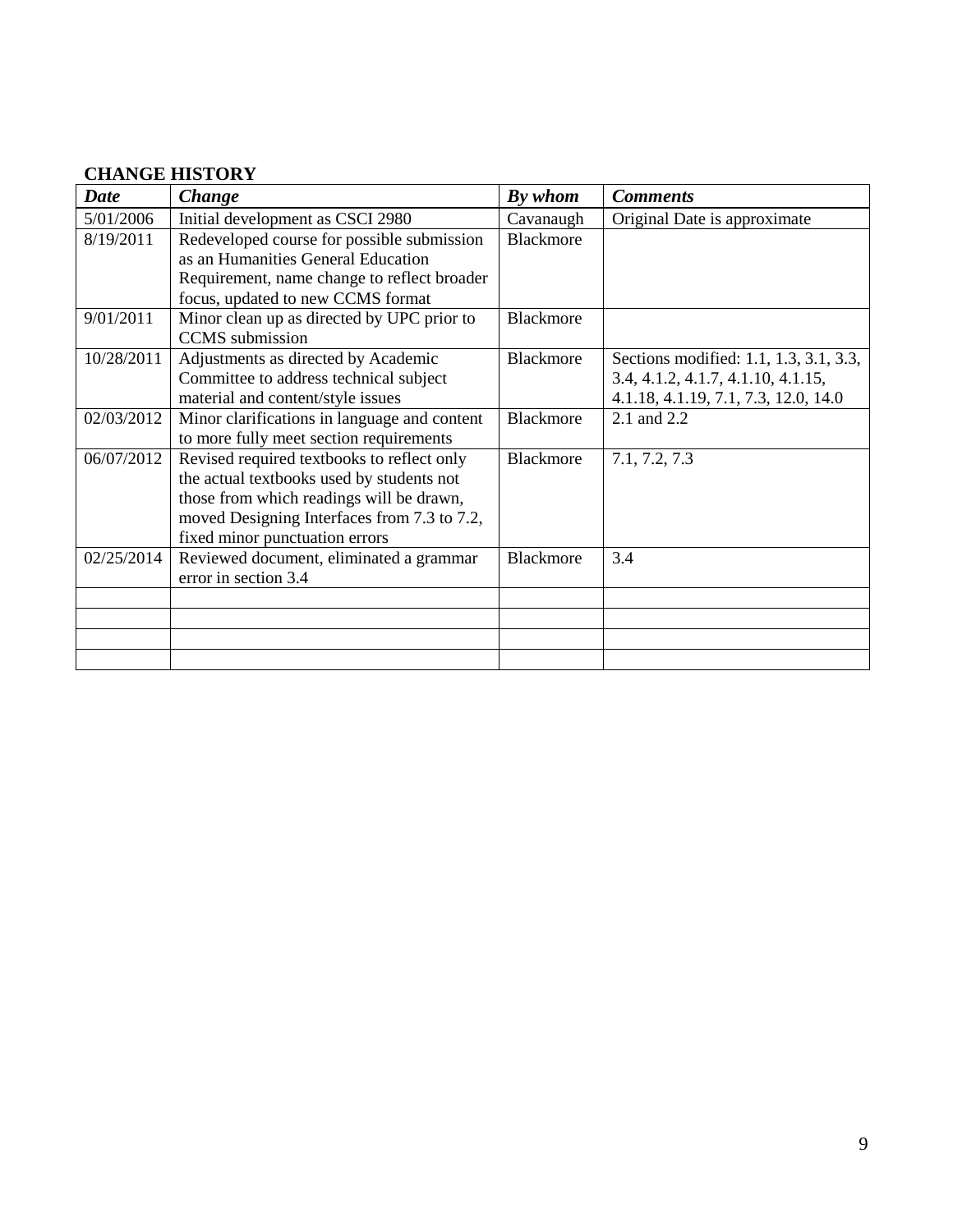**CHANGE HISTORY**

| *Date* | *Change* | *By whom* | *Comments* |
|---|---|---|---|
| 5/01/2006 | Initial development as CSCI 2980 | Cavanaugh | Original Date is approximate |
| 8/19/2011 | Redeveloped course for possible submission as an Humanities General Education Requirement, name change to reflect broader focus, updated to new CCMS format | Blackmore | |
| 9/01/2011 | Minor clean up as directed by UPC prior to CCMS submission | Blackmore | |
| 10/28/2011 | Adjustments as directed by Academic Committee to address technical subject material and content/style issues | Blackmore | Sections modified: 1.1, 1.3, 3.1, 3.3, 3.4, 4.1.2, 4.1.7, 4.1.10, 4.1.15, 4.1.18, 4.1.19, 7.1, 7.3, 12.0, 14.0 |
| 02/03/2012 | Minor clarifications in language and content to more fully meet section requirements | Blackmore | 2.1 and 2.2 |
| 06/07/2012 | Revised required textbooks to reflect only the actual textbooks used by students not those from which readings will be drawn, moved Designing Interfaces from 7.3 to 7.2, fixed minor punctuation errors | Blackmore | 7.1, 7.2, 7.3 |
| 02/25/2014 | Reviewed document, eliminated a grammar error in section 3.4 | Blackmore | 3.4 |
| | | | |
| | | | |
| | | | |
| | | | |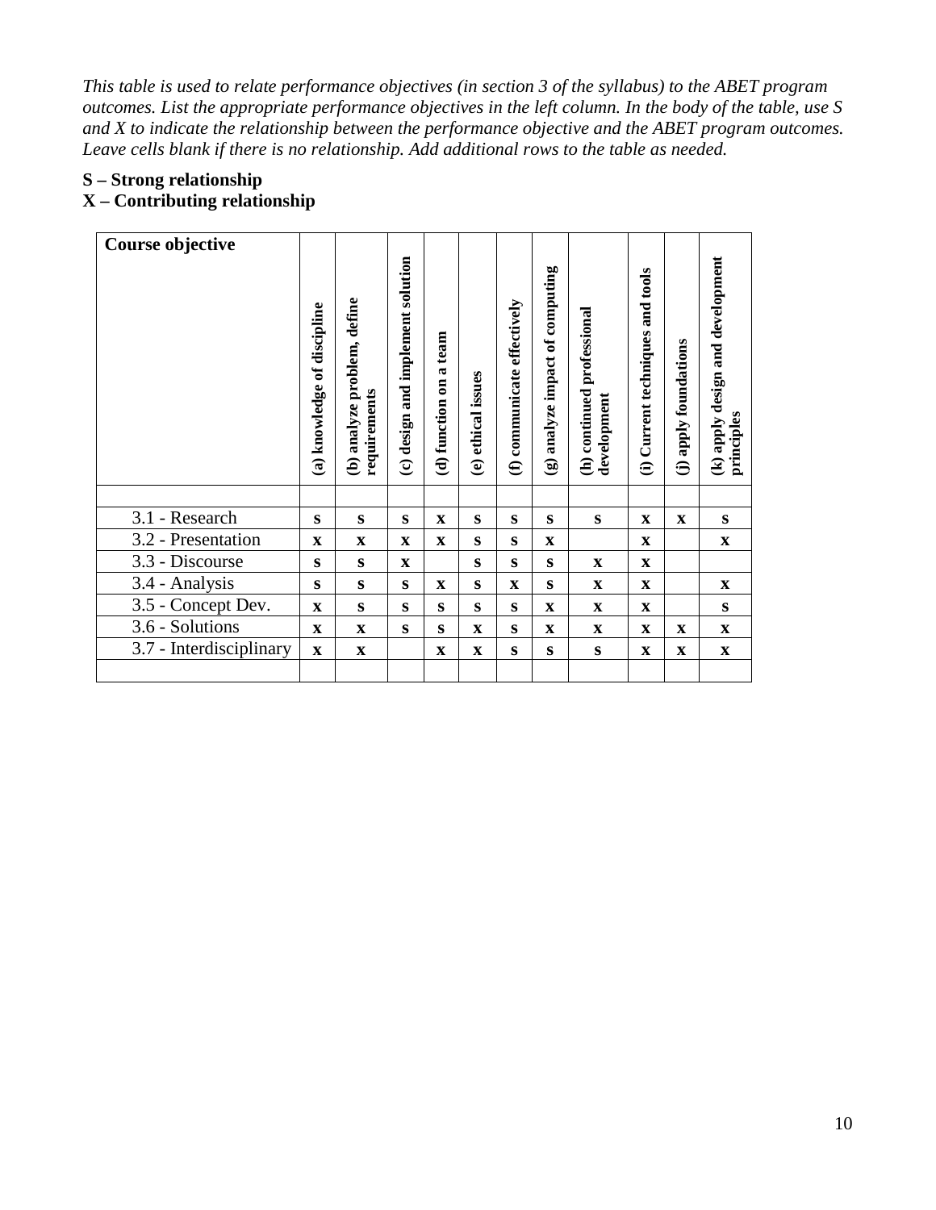*This table is used to relate performance objectives (in section 3 of the syllabus) to the ABET program outcomes. List the appropriate performance objectives in the left column. In the body of the table, use S and X to indicate the relationship between the performance objective and the ABET program outcomes. Leave cells blank if there is no relationship. Add additional rows to the table as needed.*

**S – Strong relationship**
**X – Contributing relationship**

| Course objective | (a) knowledge of discipline | (b) analyze problem, define requirements | (c) design and implement solution | (d) function on a team | (e) ethical issues | (f) communicate effectively | (g) analyze impact of computing | (h) continued professional development | (i) Current techniques and tools | (j) apply foundations | (k) apply design and development principles |
|---|---|---|---|---|---|---|---|---|---|---|---|
| | | | | | | | | | | | |
| 3.1 - Research | S | S | S | X | S | S | S | S | X | X | S |
| 3.2 - Presentation | X | X | X | X | S | S | X | | X | | X |
| 3.3 - Discourse | S | S | X | | S | S | S | X | X | | |
| 3.4 - Analysis | S | S | S | X | S | X | S | X | X | | X |
| 3.5 - Concept Dev. | X | S | S | S | S | S | X | X | X | | S |
| 3.6 - Solutions | X | X | S | S | X | S | X | X | X | X | X |
| 3.7 - Interdisciplinary | X | X | | X | X | S | S | S | X | X | X |
| | | | | | | | | | | | |